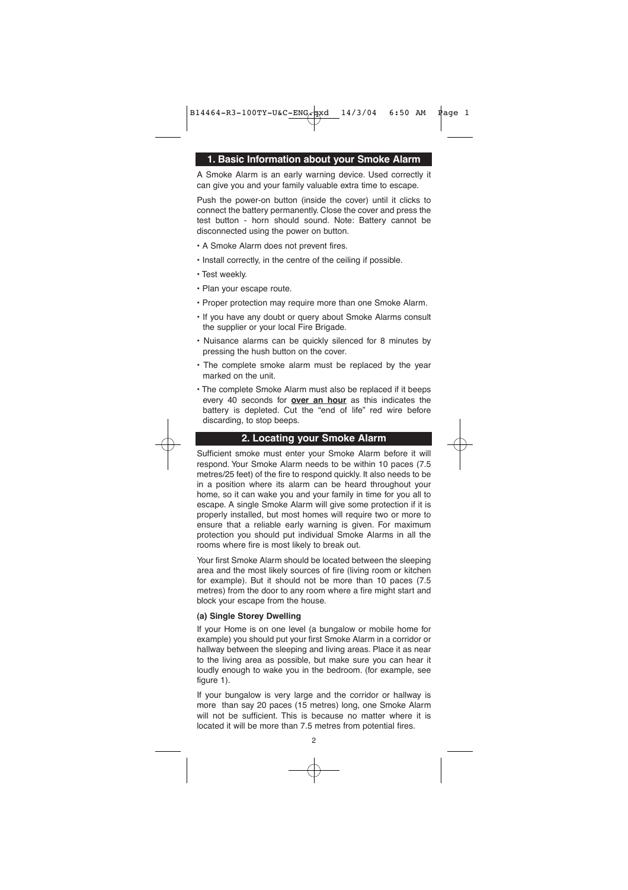## 1. Basic Information about your Smoke Alarm

A Smoke Alarm is an early warning device. Used correctly it can give you and your family valuable extra time to escape.

Push the power-on button (inside the cover) until it clicks to connect the battery permanently. Close the cover and press the test button - horn should sound. Note: Battery cannot be disconnected using the power on button.

- A Smoke Alarm does not prevent fires.
- Install correctly, in the centre of the ceiling if possible.
- Test weekly.
- Plan your escape route.
- Proper protection may require more than one Smoke Alarm.
- If you have any doubt or query about Smoke Alarms consult the supplier or your local Fire Brigade.
- Nuisance alarms can be quickly silenced for 8 minutes by pressing the hush button on the cover.
- The complete smoke alarm must be replaced by the year marked on the unit.
- The complete Smoke Alarm must also be replaced if it beeps every 40 seconds for **over an hour** as this indicates the battery is depleted. Cut the "end of life" red wire before discarding, to stop beeps.

## 2. Locating your Smoke Alarm

Sufficient smoke must enter your Smoke Alarm before it will respond. Your Smoke Alarm needs to be within 10 paces (7.5 metres/25 feet) of the fire to respond quickly. It also needs to be in a position where its alarm can be heard throughout your home, so it can wake you and your family in time for you all to escape. A single Smoke Alarm will give some protection if it is properly installed, but most homes will require two or more to ensure that a reliable early warning is given. For maximum protection you should put individual Smoke Alarms in all the rooms where fire is most likely to break out.

Your first Smoke Alarm should be located between the sleeping area and the most likely sources of fire (living room or kitchen for example). But it should not be more than 10 paces (7.5 metres) from the door to any room where a fire might start and block your escape from the house.

**(a) Single Storey Dwelling**

If your Home is on one level (a bungalow or mobile home for example) you should put your first Smoke Alarm in a corridor or hallway between the sleeping and living areas. Place it as near to the living area as possible, but make sure you can hear it loudly enough to wake you in the bedroom. (for example, see figure 1).

If your bungalow is very large and the corridor or hallway is more than say 20 paces (15 metres) long, one Smoke Alarm will not be sufficient. This is because no matter where it is located it will be more than 7.5 metres from potential fires.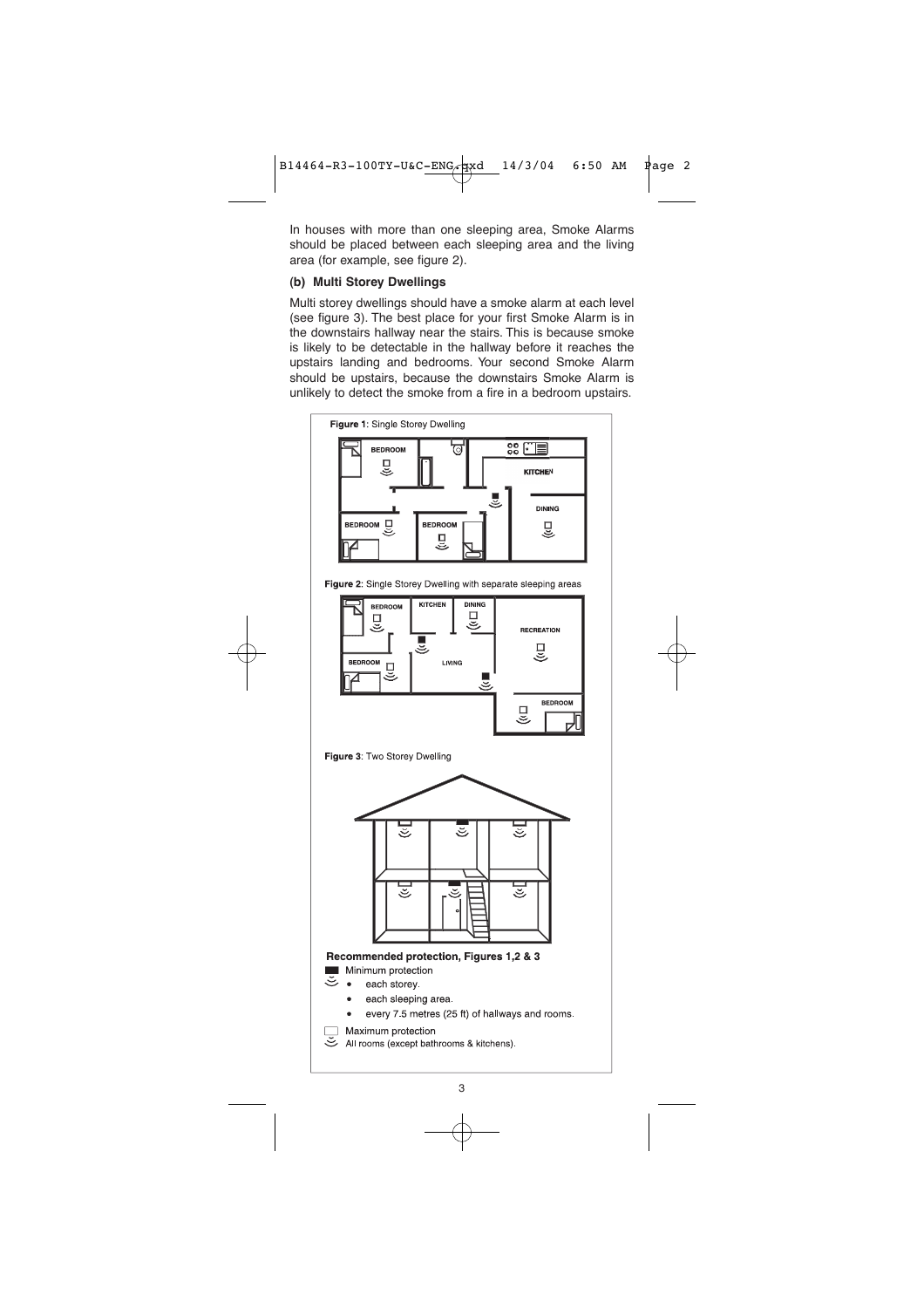In houses with more than one sleeping area, Smoke Alarms should be placed between each sleeping area and the living area (for example, see figure 2).

### (b) Multi Storey Dwellings

Multi storey dwellings should have a smoke alarm at each level (see figure 3). The best place for your first Smoke Alarm is in the downstairs hallway near the stairs. This is because smoke is likely to be detectable in the hallway before it reaches the upstairs landing and bedrooms. Your second Smoke Alarm should be upstairs, because the downstairs Smoke Alarm is unlikely to detect the smoke from a fire in a bedroom upstairs.

**Figure 1**: Single Storey Dwelling

BEDROOM

KITCHEN

DINING

BEDROOM

BEDROOM

**Figure 2**: Single Storey Dwelling with separate sleeping areas

BEDROOM

KITCHEN

DINING

RECREATION

BEDROOM

LIVING

BEDROOM

**Figure 3**: Two Storey Dwelling

**Recommended protection, Figures 1,2 & 3**

Minimum protection

- each storey.
- each sleeping area.
- every 7.5 metres (25 ft) of hallways and rooms.

Maximum protection

All rooms (except bathrooms & kitchens).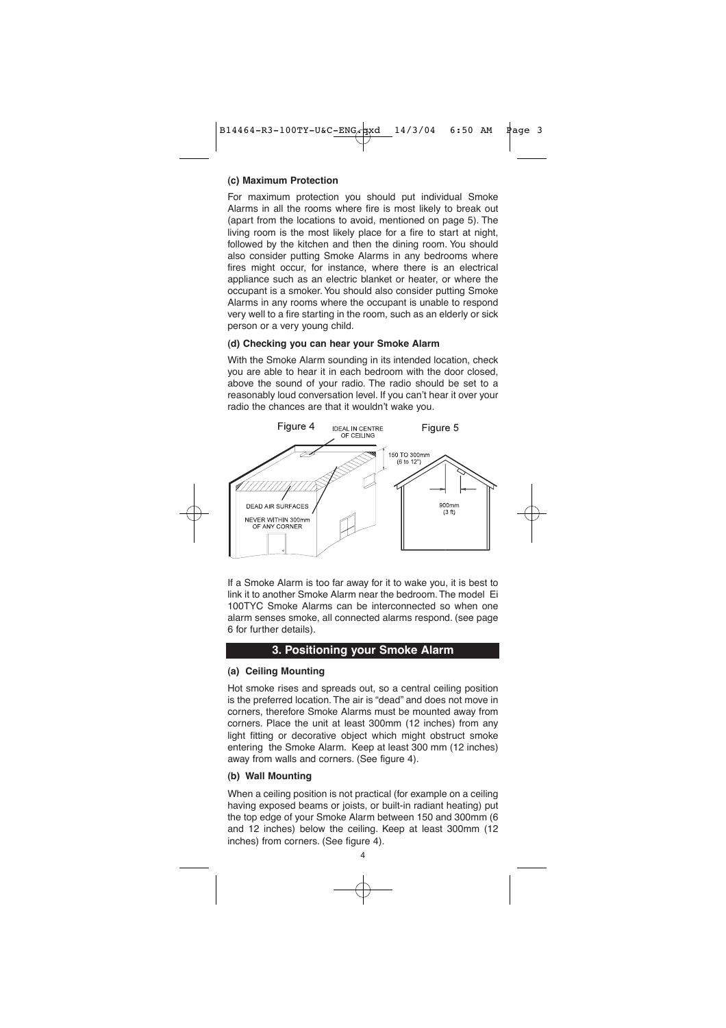### (c) Maximum Protection

For maximum protection you should put individual Smoke Alarms in all the rooms where fire is most likely to break out (apart from the locations to avoid, mentioned on page 5). The living room is the most likely place for a fire to start at night, followed by the kitchen and then the dining room. You should also consider putting Smoke Alarms in any bedrooms where fires might occur, for instance, where there is an electrical appliance such as an electric blanket or heater, or where the occupant is a smoker. You should also consider putting Smoke Alarms in any rooms where the occupant is unable to respond very well to a fire starting in the room, such as an elderly or sick person or a very young child.

### (d) Checking you can hear your Smoke Alarm

With the Smoke Alarm sounding in its intended location, check you are able to hear it in each bedroom with the door closed, above the sound of your radio. The radio should be set to a reasonably loud conversation level. If you can't hear it over your radio the chances are that it wouldn't wake you.

Figure 4 — IDEAL IN CENTRE OF CEILING; DEAD AIR SURFACES; NEVER WITHIN 300mm OF ANY CORNER; 150 TO 300mm (6 to 12")

Figure 5 — 900mm (3 ft)

If a Smoke Alarm is too far away for it to wake you, it is best to link it to another Smoke Alarm near the bedroom. The model Ei 100TYC Smoke Alarms can be interconnected so when one alarm senses smoke, all connected alarms respond. (see page 6 for further details).

## 3. Positioning your Smoke Alarm

### (a) Ceiling Mounting

Hot smoke rises and spreads out, so a central ceiling position is the preferred location. The air is "dead" and does not move in corners, therefore Smoke Alarms must be mounted away from corners. Place the unit at least 300mm (12 inches) from any light fitting or decorative object which might obstruct smoke entering the Smoke Alarm. Keep at least 300 mm (12 inches) away from walls and corners. (See figure 4).

### (b) Wall Mounting

When a ceiling position is not practical (for example on a ceiling having exposed beams or joists, or built-in radiant heating) put the top edge of your Smoke Alarm between 150 and 300mm (6 and 12 inches) below the ceiling. Keep at least 300mm (12 inches) from corners. (See figure 4).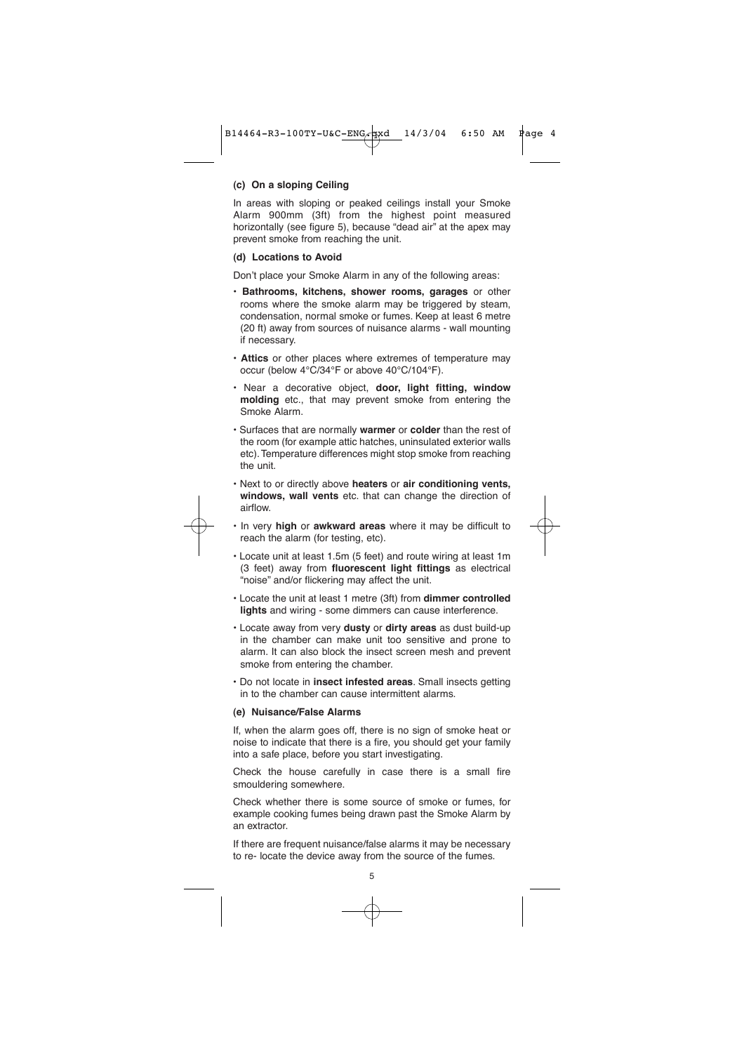#### (c) On a sloping Ceiling

In areas with sloping or peaked ceilings install your Smoke Alarm 900mm (3ft) from the highest point measured horizontally (see figure 5), because "dead air" at the apex may prevent smoke from reaching the unit.

#### (d) Locations to Avoid

Don't place your Smoke Alarm in any of the following areas:

- **Bathrooms, kitchens, shower rooms, garages** or other rooms where the smoke alarm may be triggered by steam, condensation, normal smoke or fumes. Keep at least 6 metre (20 ft) away from sources of nuisance alarms - wall mounting if necessary.
- **Attics** or other places where extremes of temperature may occur (below 4°C/34°F or above 40°C/104°F).
- Near a decorative object, **door, light fitting, window molding** etc., that may prevent smoke from entering the Smoke Alarm.
- Surfaces that are normally **warmer** or **colder** than the rest of the room (for example attic hatches, uninsulated exterior walls etc). Temperature differences might stop smoke from reaching the unit.
- Next to or directly above **heaters** or **air conditioning vents, windows, wall vents** etc. that can change the direction of airflow.
- In very **high** or **awkward areas** where it may be difficult to reach the alarm (for testing, etc).
- Locate unit at least 1.5m (5 feet) and route wiring at least 1m (3 feet) away from **fluorescent light fittings** as electrical "noise" and/or flickering may affect the unit.
- Locate the unit at least 1 metre (3ft) from **dimmer controlled lights** and wiring - some dimmers can cause interference.
- Locate away from very **dusty** or **dirty areas** as dust build-up in the chamber can make unit too sensitive and prone to alarm. It can also block the insect screen mesh and prevent smoke from entering the chamber.
- Do not locate in **insect infested areas**. Small insects getting in to the chamber can cause intermittent alarms.

#### (e) Nuisance/False Alarms

If, when the alarm goes off, there is no sign of smoke heat or noise to indicate that there is a fire, you should get your family into a safe place, before you start investigating.

Check the house carefully in case there is a small fire smouldering somewhere.

Check whether there is some source of smoke or fumes, for example cooking fumes being drawn past the Smoke Alarm by an extractor.

If there are frequent nuisance/false alarms it may be necessary to re- locate the device away from the source of the fumes.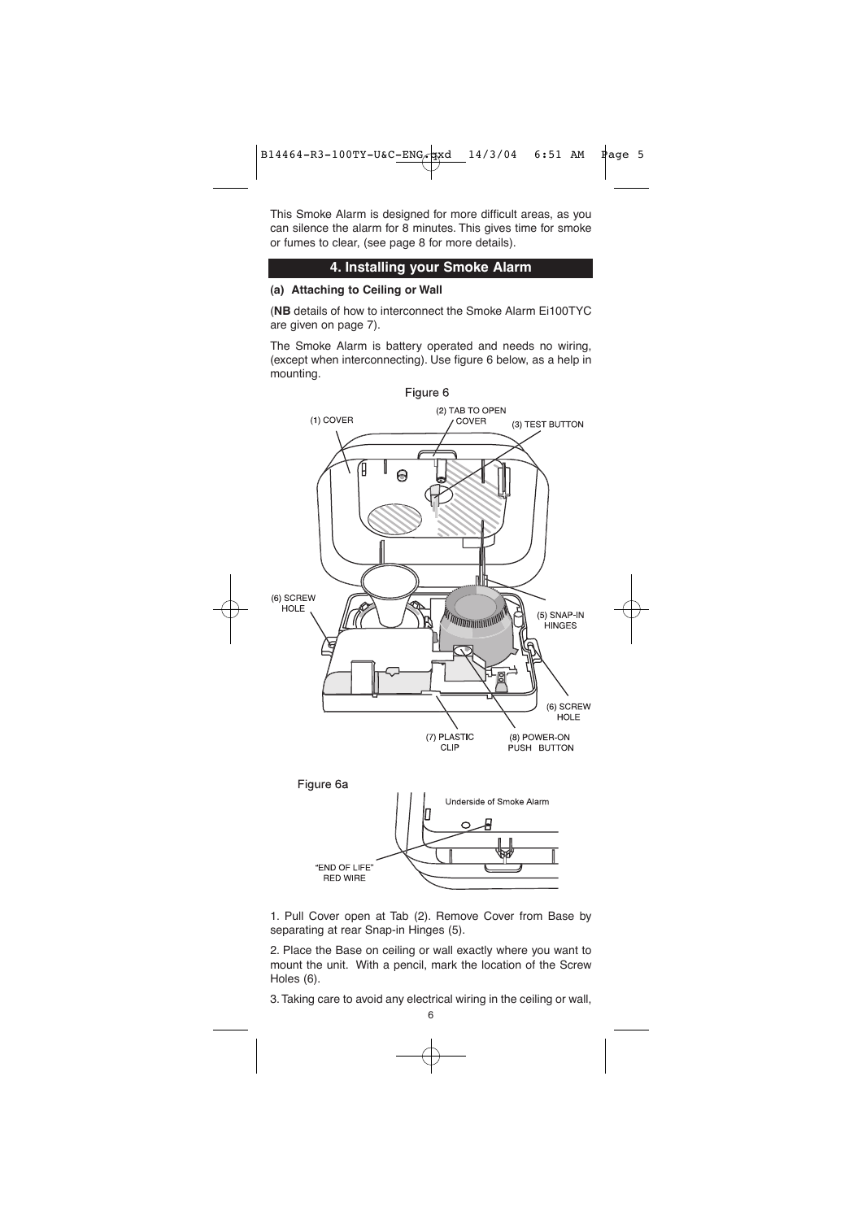This Smoke Alarm is designed for more difficult areas, as you can silence the alarm for 8 minutes. This gives time for smoke or fumes to clear, (see page 8 for more details).

## 4. Installing your Smoke Alarm

### (a) Attaching to Ceiling or Wall

(**NB** details of how to interconnect the Smoke Alarm Ei100TYC are given on page 7).

The Smoke Alarm is battery operated and needs no wiring, (except when interconnecting). Use figure 6 below, as a help in mounting.

Figure 6

(1) COVER
(2) TAB TO OPEN COVER
(3) TEST BUTTON
(5) SNAP-IN HINGES
(6) SCREW HOLE
(7) PLASTIC CLIP
(8) POWER-ON PUSH BUTTON

Figure 6a

Underside of Smoke Alarm

"END OF LIFE" RED WIRE

1. Pull Cover open at Tab (2). Remove Cover from Base by separating at rear Snap-in Hinges (5).

2. Place the Base on ceiling or wall exactly where you want to mount the unit. With a pencil, mark the location of the Screw Holes (6).

3. Taking care to avoid any electrical wiring in the ceiling or wall,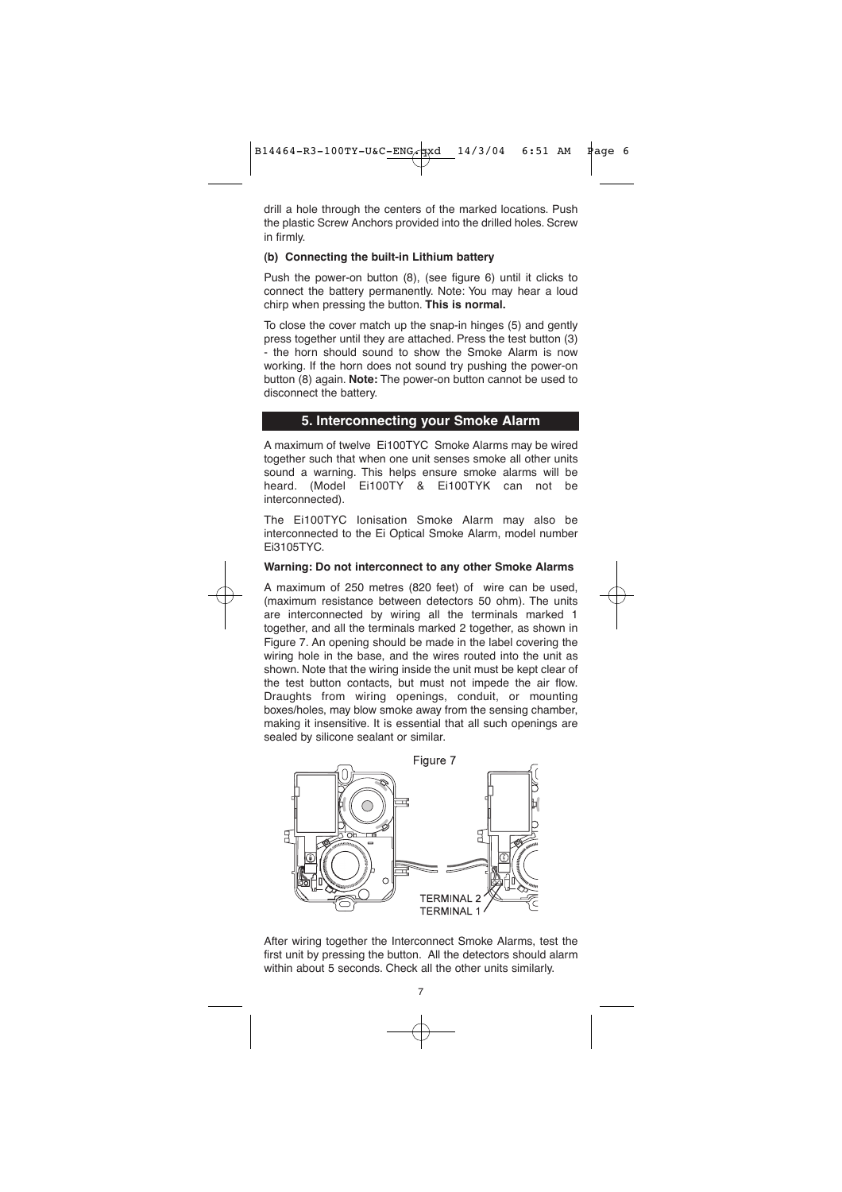drill a hole through the centers of the marked locations. Push the plastic Screw Anchors provided into the drilled holes. Screw in firmly.

**(b) Connecting the built-in Lithium battery**

Push the power-on button (8), (see figure 6) until it clicks to connect the battery permanently. Note: You may hear a loud chirp when pressing the button. **This is normal.**

To close the cover match up the snap-in hinges (5) and gently press together until they are attached. Press the test button (3) - the horn should sound to show the Smoke Alarm is now working. If the horn does not sound try pushing the power-on button (8) again. **Note:** The power-on button cannot be used to disconnect the battery.

## 5. Interconnecting your Smoke Alarm

A maximum of twelve Ei100TYC Smoke Alarms may be wired together such that when one unit senses smoke all other units sound a warning. This helps ensure smoke alarms will be heard. (Model Ei100TY & Ei100TYK can not be interconnected).

The Ei100TYC Ionisation Smoke Alarm may also be interconnected to the Ei Optical Smoke Alarm, model number Ei3105TYC.

**Warning: Do not interconnect to any other Smoke Alarms**

A maximum of 250 metres (820 feet) of wire can be used, (maximum resistance between detectors 50 ohm). The units are interconnected by wiring all the terminals marked 1 together, and all the terminals marked 2 together, as shown in Figure 7. An opening should be made in the label covering the wiring hole in the base, and the wires routed into the unit as shown. Note that the wiring inside the unit must be kept clear of the test button contacts, but must not impede the air flow. Draughts from wiring openings, conduit, or mounting boxes/holes, may blow smoke away from the sensing chamber, making it insensitive. It is essential that all such openings are sealed by silicone sealant or similar.

Figure 7

TERMINAL 2
TERMINAL 1

After wiring together the Interconnect Smoke Alarms, test the first unit by pressing the button. All the detectors should alarm within about 5 seconds. Check all the other units similarly.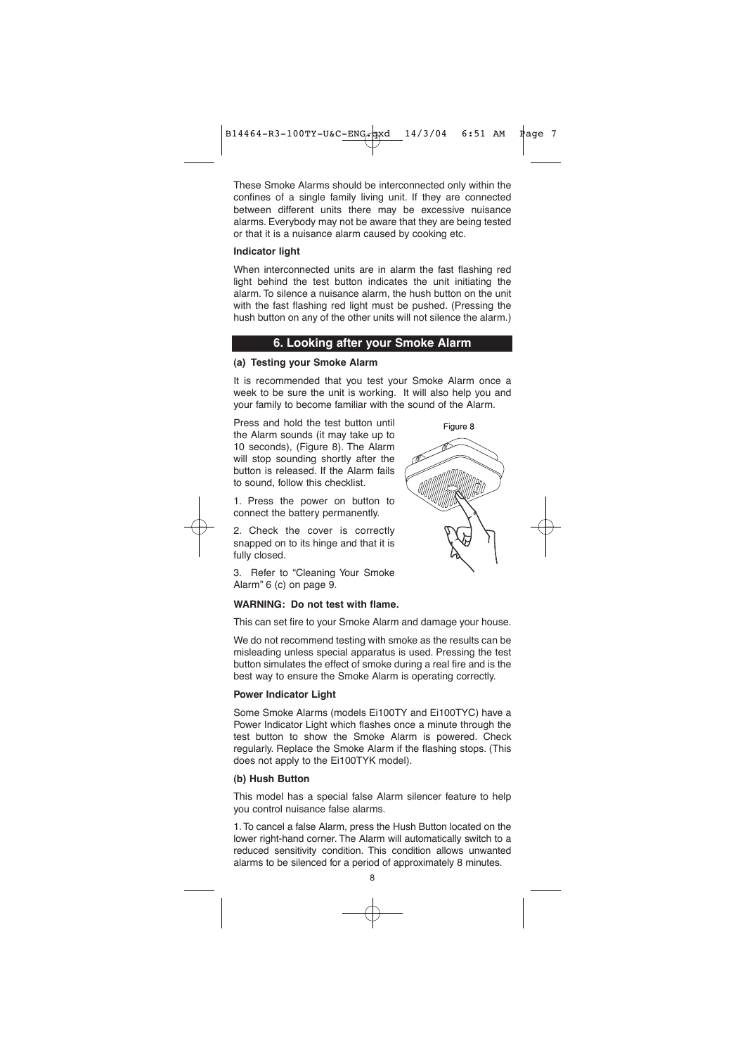These Smoke Alarms should be interconnected only within the confines of a single family living unit. If they are connected between different units there may be excessive nuisance alarms. Everybody may not be aware that they are being tested or that it is a nuisance alarm caused by cooking etc.

**Indicator light**

When interconnected units are in alarm the fast flashing red light behind the test button indicates the unit initiating the alarm. To silence a nuisance alarm, the hush button on the unit with the fast flashing red light must be pushed. (Pressing the hush button on any of the other units will not silence the alarm.)

## 6. Looking after your Smoke Alarm

**(a) Testing your Smoke Alarm**

It is recommended that you test your Smoke Alarm once a week to be sure the unit is working. It will also help you and your family to become familiar with the sound of the Alarm.

Press and hold the test button until the Alarm sounds (it may take up to 10 seconds), (Figure 8). The Alarm will stop sounding shortly after the button is released. If the Alarm fails to sound, follow this checklist.

Figure 8

1. Press the power on button to connect the battery permanently.

2. Check the cover is correctly snapped on to its hinge and that it is fully closed.

3. Refer to "Cleaning Your Smoke Alarm" 6 (c) on page 9.

**WARNING: Do not test with flame.**

This can set fire to your Smoke Alarm and damage your house.

We do not recommend testing with smoke as the results can be misleading unless special apparatus is used. Pressing the test button simulates the effect of smoke during a real fire and is the best way to ensure the Smoke Alarm is operating correctly.

**Power Indicator Light**

Some Smoke Alarms (models Ei100TY and Ei100TYC) have a Power Indicator Light which flashes once a minute through the test button to show the Smoke Alarm is powered. Check regularly. Replace the Smoke Alarm if the flashing stops. (This does not apply to the Ei100TYK model).

**(b) Hush Button**

This model has a special false Alarm silencer feature to help you control nuisance false alarms.

1. To cancel a false Alarm, press the Hush Button located on the lower right-hand corner. The Alarm will automatically switch to a reduced sensitivity condition. This condition allows unwanted alarms to be silenced for a period of approximately 8 minutes.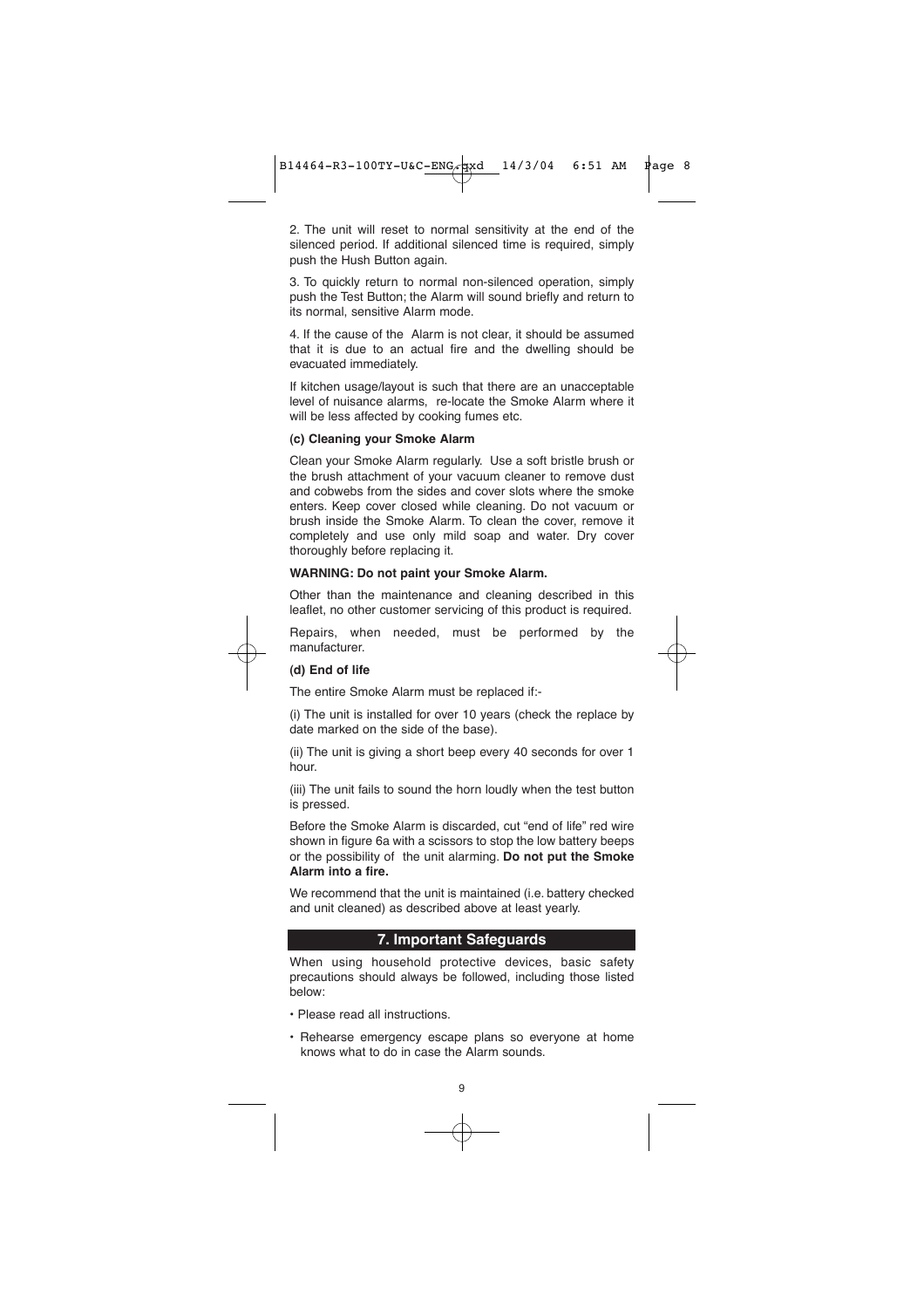2. The unit will reset to normal sensitivity at the end of the silenced period. If additional silenced time is required, simply push the Hush Button again.

3. To quickly return to normal non-silenced operation, simply push the Test Button; the Alarm will sound briefly and return to its normal, sensitive Alarm mode.

4. If the cause of the Alarm is not clear, it should be assumed that it is due to an actual fire and the dwelling should be evacuated immediately.

If kitchen usage/layout is such that there are an unacceptable level of nuisance alarms, re-locate the Smoke Alarm where it will be less affected by cooking fumes etc.

**(c) Cleaning your Smoke Alarm**

Clean your Smoke Alarm regularly. Use a soft bristle brush or the brush attachment of your vacuum cleaner to remove dust and cobwebs from the sides and cover slots where the smoke enters. Keep cover closed while cleaning. Do not vacuum or brush inside the Smoke Alarm. To clean the cover, remove it completely and use only mild soap and water. Dry cover thoroughly before replacing it.

**WARNING: Do not paint your Smoke Alarm.**

Other than the maintenance and cleaning described in this leaflet, no other customer servicing of this product is required.

Repairs, when needed, must be performed by the manufacturer.

**(d) End of life**

The entire Smoke Alarm must be replaced if:-

(i) The unit is installed for over 10 years (check the replace by date marked on the side of the base).

(ii) The unit is giving a short beep every 40 seconds for over 1 hour.

(iii) The unit fails to sound the horn loudly when the test button is pressed.

Before the Smoke Alarm is discarded, cut "end of life" red wire shown in figure 6a with a scissors to stop the low battery beeps or the possibility of the unit alarming. **Do not put the Smoke Alarm into a fire.**

We recommend that the unit is maintained (i.e. battery checked and unit cleaned) as described above at least yearly.

## 7. Important Safeguards

When using household protective devices, basic safety precautions should always be followed, including those listed below:

- Please read all instructions.
- Rehearse emergency escape plans so everyone at home knows what to do in case the Alarm sounds.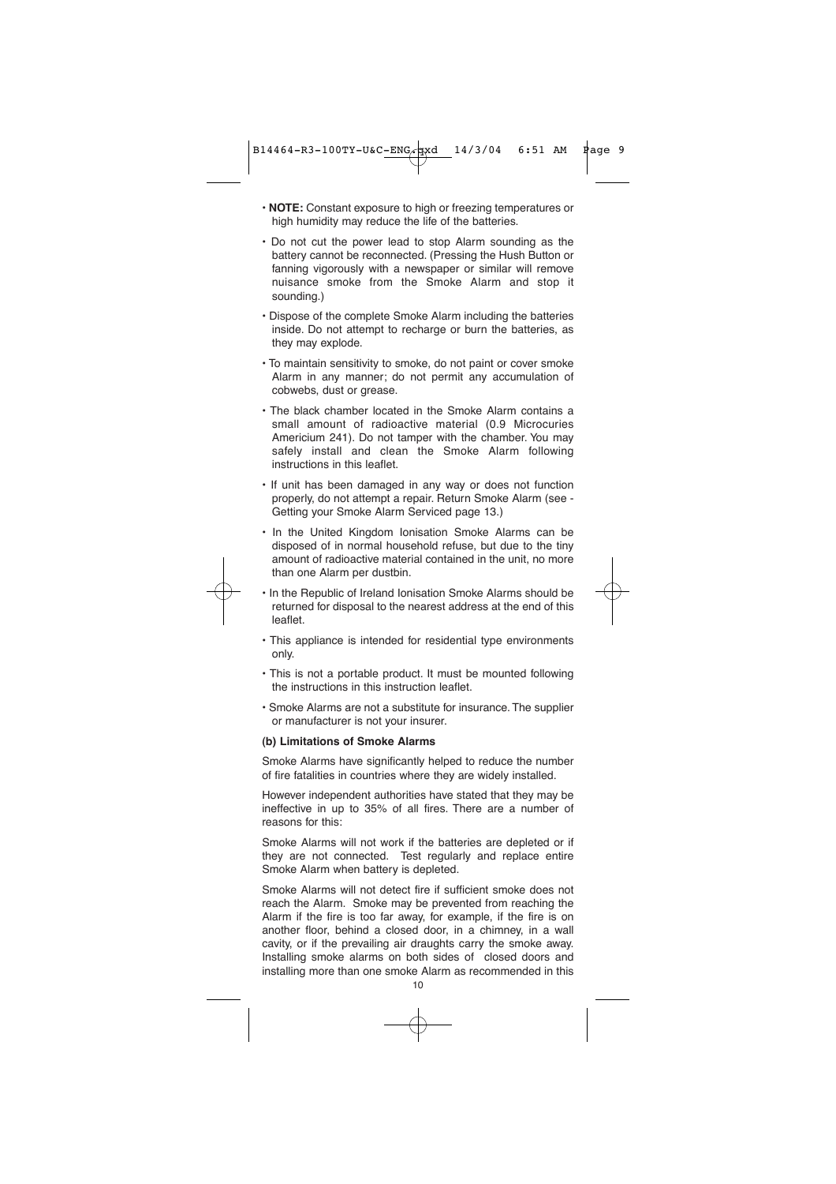- **NOTE:** Constant exposure to high or freezing temperatures or high humidity may reduce the life of the batteries.
- Do not cut the power lead to stop Alarm sounding as the battery cannot be reconnected. (Pressing the Hush Button or fanning vigorously with a newspaper or similar will remove nuisance smoke from the Smoke Alarm and stop it sounding.)
- Dispose of the complete Smoke Alarm including the batteries inside. Do not attempt to recharge or burn the batteries, as they may explode.
- To maintain sensitivity to smoke, do not paint or cover smoke Alarm in any manner; do not permit any accumulation of cobwebs, dust or grease.
- The black chamber located in the Smoke Alarm contains a small amount of radioactive material (0.9 Microcuries Americium 241). Do not tamper with the chamber. You may safely install and clean the Smoke Alarm following instructions in this leaflet.
- If unit has been damaged in any way or does not function properly, do not attempt a repair. Return Smoke Alarm (see - Getting your Smoke Alarm Serviced page 13.)
- In the United Kingdom Ionisation Smoke Alarms can be disposed of in normal household refuse, but due to the tiny amount of radioactive material contained in the unit, no more than one Alarm per dustbin.
- In the Republic of Ireland Ionisation Smoke Alarms should be returned for disposal to the nearest address at the end of this leaflet.
- This appliance is intended for residential type environments only.
- This is not a portable product. It must be mounted following the instructions in this instruction leaflet.
- Smoke Alarms are not a substitute for insurance. The supplier or manufacturer is not your insurer.

**(b) Limitations of Smoke Alarms**

Smoke Alarms have significantly helped to reduce the number of fire fatalities in countries where they are widely installed.

However independent authorities have stated that they may be ineffective in up to 35% of all fires. There are a number of reasons for this:

Smoke Alarms will not work if the batteries are depleted or if they are not connected. Test regularly and replace entire Smoke Alarm when battery is depleted.

Smoke Alarms will not detect fire if sufficient smoke does not reach the Alarm. Smoke may be prevented from reaching the Alarm if the fire is too far away, for example, if the fire is on another floor, behind a closed door, in a chimney, in a wall cavity, or if the prevailing air draughts carry the smoke away. Installing smoke alarms on both sides of closed doors and installing more than one smoke Alarm as recommended in this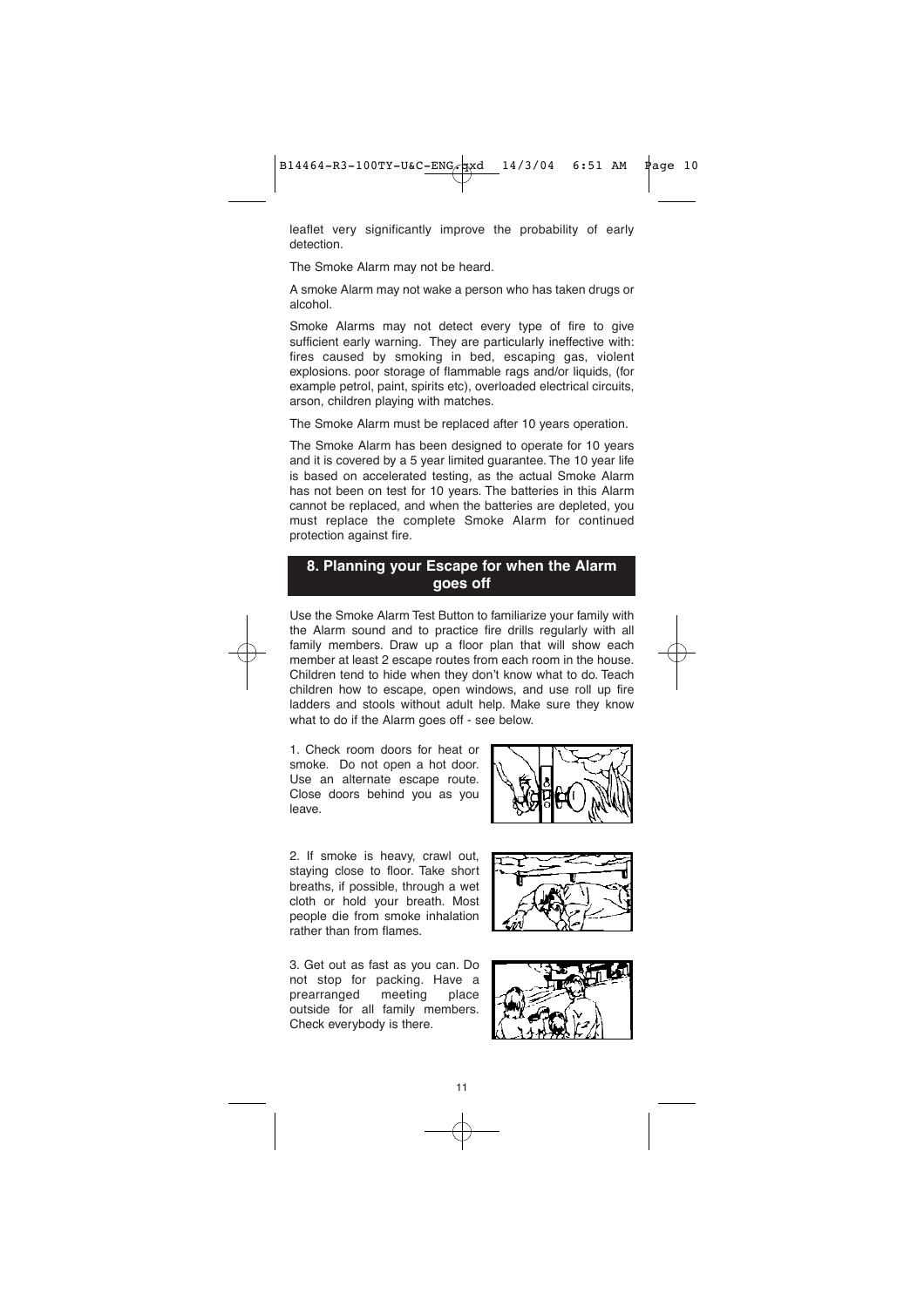leaflet very significantly improve the probability of early detection.

The Smoke Alarm may not be heard.

A smoke Alarm may not wake a person who has taken drugs or alcohol.

Smoke Alarms may not detect every type of fire to give sufficient early warning. They are particularly ineffective with: fires caused by smoking in bed, escaping gas, violent explosions. poor storage of flammable rags and/or liquids, (for example petrol, paint, spirits etc), overloaded electrical circuits, arson, children playing with matches.

The Smoke Alarm must be replaced after 10 years operation.

The Smoke Alarm has been designed to operate for 10 years and it is covered by a 5 year limited guarantee. The 10 year life is based on accelerated testing, as the actual Smoke Alarm has not been on test for 10 years. The batteries in this Alarm cannot be replaced, and when the batteries are depleted, you must replace the complete Smoke Alarm for continued protection against fire.

## 8. Planning your Escape for when the Alarm goes off

Use the Smoke Alarm Test Button to familiarize your family with the Alarm sound and to practice fire drills regularly with all family members. Draw up a floor plan that will show each member at least 2 escape routes from each room in the house. Children tend to hide when they don't know what to do. Teach children how to escape, open windows, and use roll up fire ladders and stools without adult help. Make sure they know what to do if the Alarm goes off - see below.

1. Check room doors for heat or smoke. Do not open a hot door. Use an alternate escape route. Close doors behind you as you leave.

2. If smoke is heavy, crawl out, staying close to floor. Take short breaths, if possible, through a wet cloth or hold your breath. Most people die from smoke inhalation rather than from flames.

3. Get out as fast as you can. Do not stop for packing. Have a prearranged meeting place outside for all family members. Check everybody is there.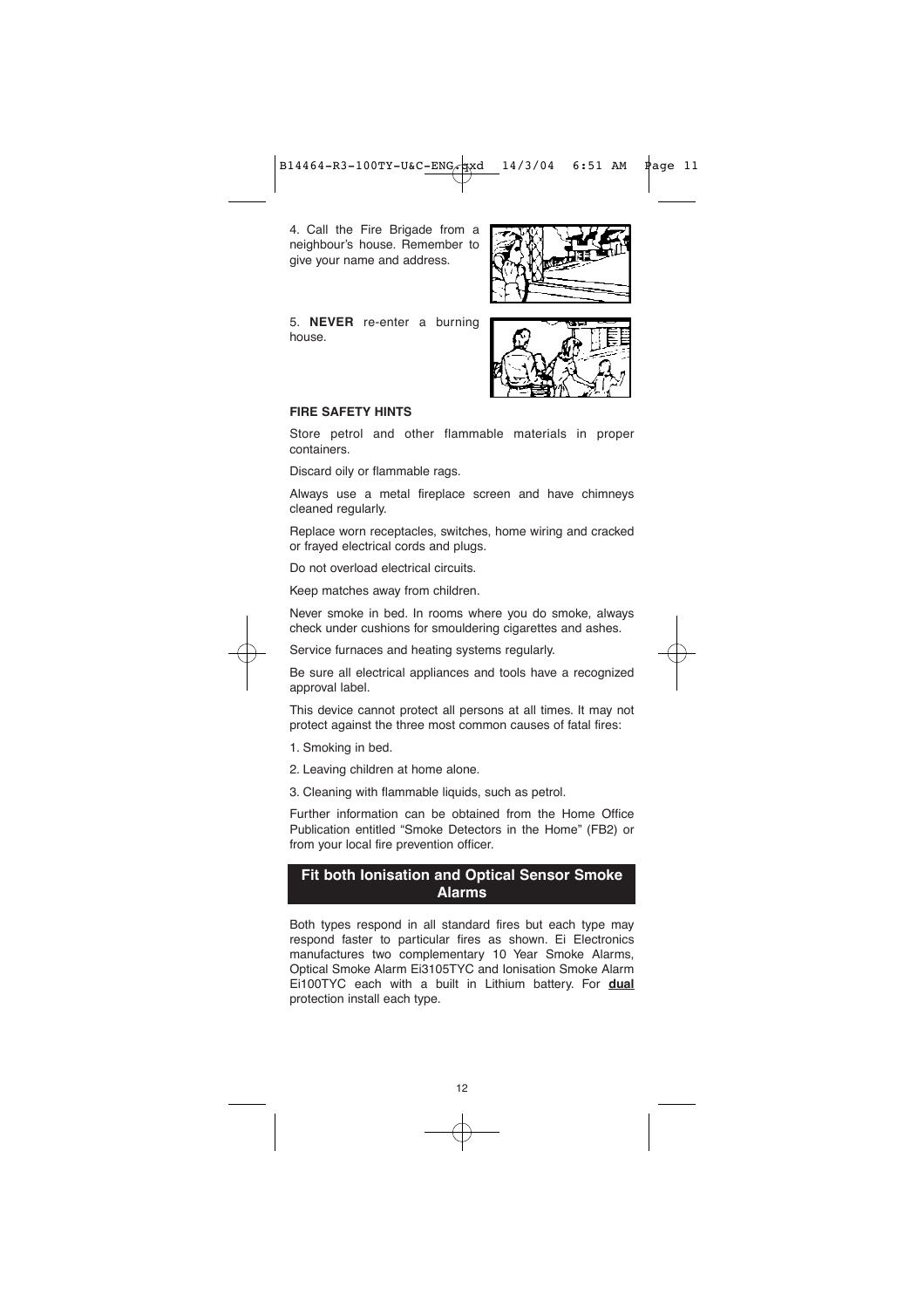4. Call the Fire Brigade from a neighbour's house. Remember to give your name and address.

5. **NEVER** re-enter a burning house.

**FIRE SAFETY HINTS**

Store petrol and other flammable materials in proper containers.

Discard oily or flammable rags.

Always use a metal fireplace screen and have chimneys cleaned regularly.

Replace worn receptacles, switches, home wiring and cracked or frayed electrical cords and plugs.

Do not overload electrical circuits.

Keep matches away from children.

Never smoke in bed. In rooms where you do smoke, always check under cushions for smouldering cigarettes and ashes.

Service furnaces and heating systems regularly.

Be sure all electrical appliances and tools have a recognized approval label.

This device cannot protect all persons at all times. It may not protect against the three most common causes of fatal fires:

1. Smoking in bed.

2. Leaving children at home alone.

3. Cleaning with flammable liquids, such as petrol.

Further information can be obtained from the Home Office Publication entitled "Smoke Detectors in the Home" (FB2) or from your local fire prevention officer.

## Fit both Ionisation and Optical Sensor Smoke Alarms

Both types respond in all standard fires but each type may respond faster to particular fires as shown. Ei Electronics manufactures two complementary 10 Year Smoke Alarms, Optical Smoke Alarm Ei3105TYC and Ionisation Smoke Alarm Ei100TYC each with a built in Lithium battery. For **dual** protection install each type.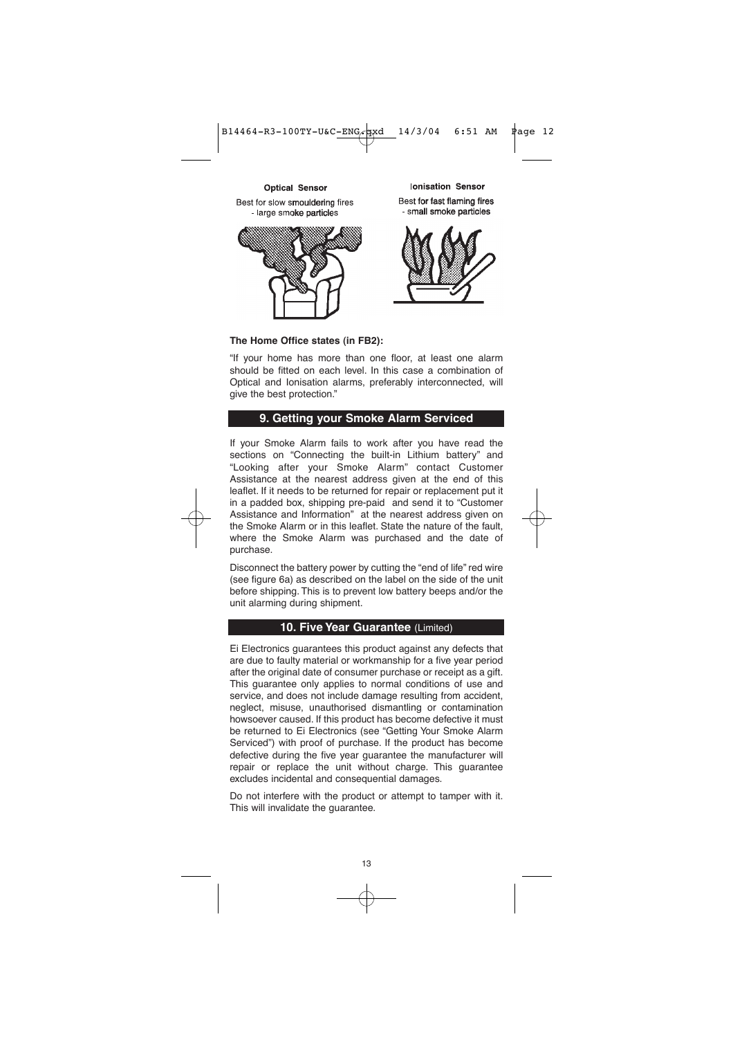**Optical Sensor**

Best for slow smouldering fires - large smoke particles

**Ionisation Sensor**

Best for fast flaming fires - small smoke particles

**The Home Office states (in FB2):**

"If your home has more than one floor, at least one alarm should be fitted on each level. In this case a combination of Optical and Ionisation alarms, preferably interconnected, will give the best protection."

## 9. Getting your Smoke Alarm Serviced

If your Smoke Alarm fails to work after you have read the sections on "Connecting the built-in Lithium battery" and "Looking after your Smoke Alarm" contact Customer Assistance at the nearest address given at the end of this leaflet. If it needs to be returned for repair or replacement put it in a padded box, shipping pre-paid and send it to "Customer Assistance and Information" at the nearest address given on the Smoke Alarm or in this leaflet. State the nature of the fault, where the Smoke Alarm was purchased and the date of purchase.

Disconnect the battery power by cutting the "end of life" red wire (see figure 6a) as described on the label on the side of the unit before shipping. This is to prevent low battery beeps and/or the unit alarming during shipment.

## 10. Five Year Guarantee (Limited)

Ei Electronics guarantees this product against any defects that are due to faulty material or workmanship for a five year period after the original date of consumer purchase or receipt as a gift. This guarantee only applies to normal conditions of use and service, and does not include damage resulting from accident, neglect, misuse, unauthorised dismantling or contamination howsoever caused. If this product has become defective it must be returned to Ei Electronics (see "Getting Your Smoke Alarm Serviced") with proof of purchase. If the product has become defective during the five year guarantee the manufacturer will repair or replace the unit without charge. This guarantee excludes incidental and consequential damages.

Do not interfere with the product or attempt to tamper with it. This will invalidate the guarantee.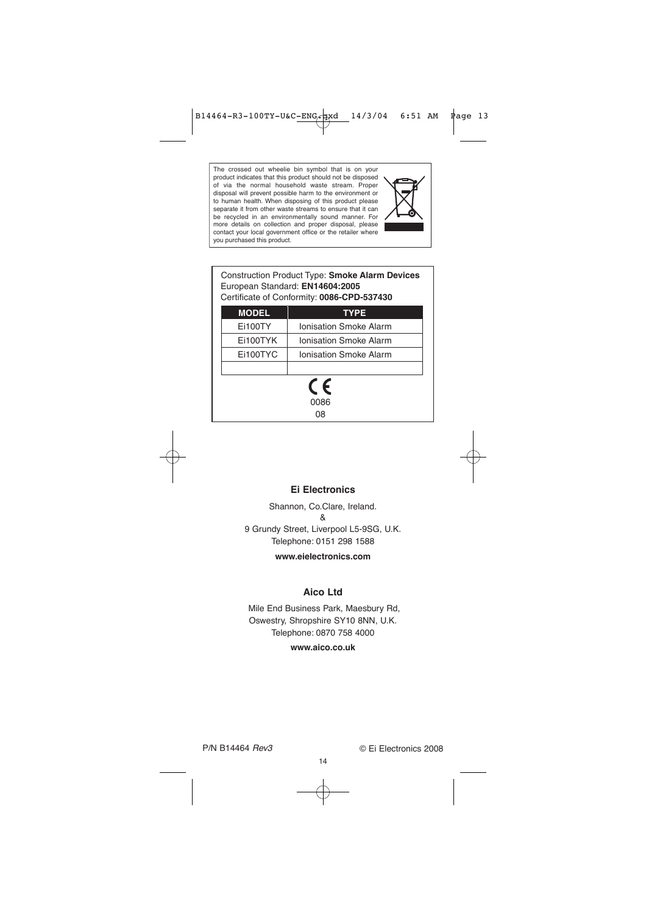The crossed out wheelie bin symbol that is on your product indicates that this product should not be disposed of via the normal household waste stream. Proper disposal will prevent possible harm to the environment or to human health. When disposing of this product please separate it from other waste streams to ensure that it can be recycled in an environmentally sound manner. For more details on collection and proper disposal, please contact your local government office or the retailer where you purchased this product.

Construction Product Type: **Smoke Alarm Devices**
European Standard: **EN14604:2005**
Certificate of Conformity: **0086-CPD-537430**

| MODEL | TYPE |
|---|---|
| Ei100TY | Ionisation Smoke Alarm |
| Ei100TYK | Ionisation Smoke Alarm |
| Ei100TYC | Ionisation Smoke Alarm |
| | |

CE
0086
08

### Ei Electronics

Shannon, Co.Clare, Ireland.
&
9 Grundy Street, Liverpool L5-9SG, U.K.
Telephone: 0151 298 1588

**www.eielectronics.com**

### Aico Ltd

Mile End Business Park, Maesbury Rd,
Oswestry, Shropshire SY10 8NN, U.K.
Telephone: 0870 758 4000

**www.aico.co.uk**

P/N B14464 *Rev3*

© Ei Electronics 2008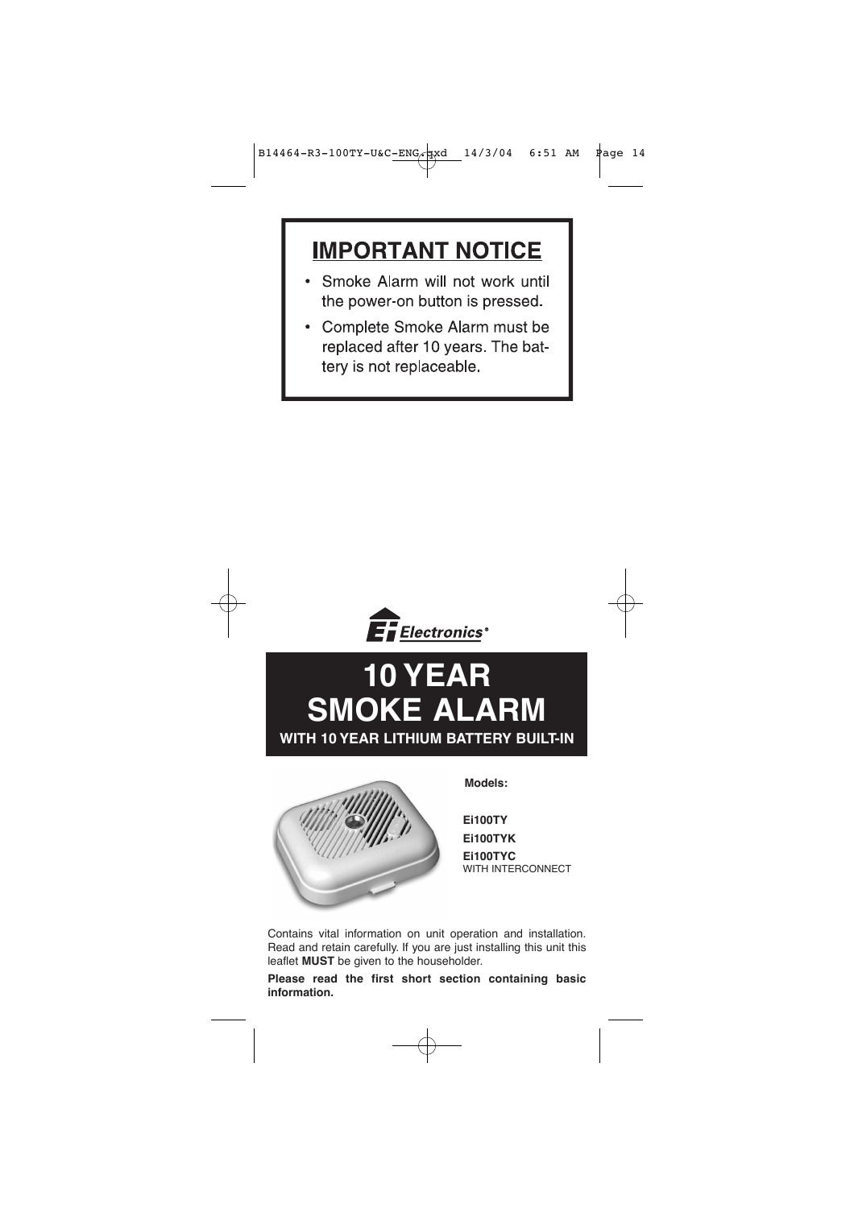## IMPORTANT NOTICE

- Smoke Alarm will not work until the power-on button is pressed.
- Complete Smoke Alarm must be replaced after 10 years. The battery is not replaceable.

Ei Electronics®

# 10 YEAR SMOKE ALARM

**WITH 10 YEAR LITHIUM BATTERY BUILT-IN**

**Models:**

**Ei100TY**
**Ei100TYK**
**Ei100TYC**
WITH INTERCONNECT

Contains vital information on unit operation and installation. Read and retain carefully. If you are just installing this unit this leaflet **MUST** be given to the householder.

**Please read the first short section containing basic information.**